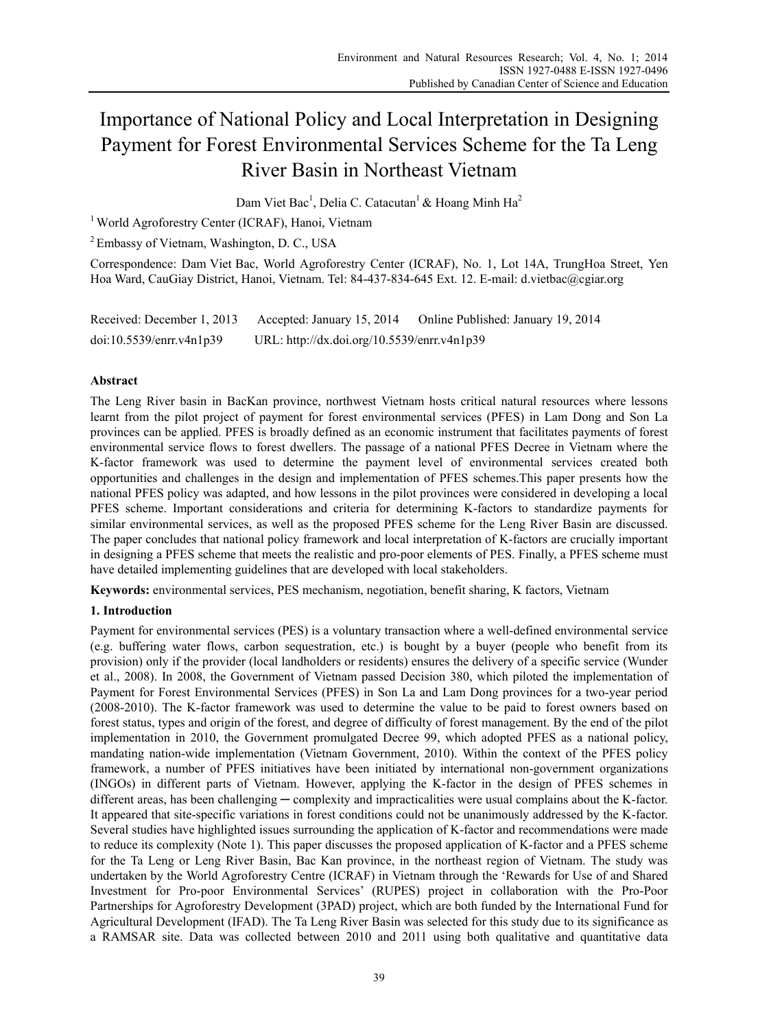# Importance of National Policy and Local Interpretation in Designing Payment for Forest Environmental Services Scheme for the Ta Leng River Basin in Northeast Vietnam

Dam Viet Bac[1], Delia C. Catacutan[1] & Hoang Minh Ha[2]

[1] World Agroforestry Center (ICRAF), Hanoi, Vietnam

[2] Embassy of Vietnam, Washington, D. C., USA

Correspondence: Dam Viet Bac, World Agroforestry Center (ICRAF), No. 1, Lot 14A, TrungHoa Street, Yen Hoa Ward, CauGiay District, Hanoi, Vietnam. Tel: 84-437-834-645 Ext. 12. E-mail: d.vietbac@cgiar.org

Received: December 1, 2013 Accepted: January 15, 2014 Online Published: January 19, 2014

doi:10.5539/enrr.v4n1p39 URL: http://dx.doi.org/10.5539/enrr.v4n1p39

## Abstract

The Leng River basin in BacKan province, northwest Vietnam hosts critical natural resources where lessons learnt from the pilot project of payment for forest environmental services (PFES) in Lam Dong and Son La provinces can be applied. PFES is broadly defined as an economic instrument that facilitates payments of forest environmental service flows to forest dwellers. The passage of a national PFES Decree in Vietnam where the K-factor framework was used to determine the payment level of environmental services created both opportunities and challenges in the design and implementation of PFES schemes.This paper presents how the national PFES policy was adapted, and how lessons in the pilot provinces were considered in developing a local PFES scheme. Important considerations and criteria for determining K-factors to standardize payments for similar environmental services, as well as the proposed PFES scheme for the Leng River Basin are discussed. The paper concludes that national policy framework and local interpretation of K-factors are crucially important in designing a PFES scheme that meets the realistic and pro-poor elements of PES. Finally, a PFES scheme must have detailed implementing guidelines that are developed with local stakeholders.

**Keywords:** environmental services, PES mechanism, negotiation, benefit sharing, K factors, Vietnam

## 1. Introduction

Payment for environmental services (PES) is a voluntary transaction where a well-defined environmental service (e.g. buffering water flows, carbon sequestration, etc.) is bought by a buyer (people who benefit from its provision) only if the provider (local landholders or residents) ensures the delivery of a specific service (Wunder et al., 2008). In 2008, the Government of Vietnam passed Decision 380, which piloted the implementation of Payment for Forest Environmental Services (PFES) in Son La and Lam Dong provinces for a two-year period (2008-2010). The K-factor framework was used to determine the value to be paid to forest owners based on forest status, types and origin of the forest, and degree of difficulty of forest management. By the end of the pilot implementation in 2010, the Government promulgated Decree 99, which adopted PFES as a national policy, mandating nation-wide implementation (Vietnam Government, 2010). Within the context of the PFES policy framework, a number of PFES initiatives have been initiated by international non-government organizations (INGOs) in different parts of Vietnam. However, applying the K-factor in the design of PFES schemes in different areas, has been challenging ─ complexity and impracticalities were usual complains about the K-factor. It appeared that site-specific variations in forest conditions could not be unanimously addressed by the K-factor. Several studies have highlighted issues surrounding the application of K-factor and recommendations were made to reduce its complexity (Note 1). This paper discusses the proposed application of K-factor and a PFES scheme for the Ta Leng or Leng River Basin, Bac Kan province, in the northeast region of Vietnam. The study was undertaken by the World Agroforestry Centre (ICRAF) in Vietnam through the 'Rewards for Use of and Shared Investment for Pro-poor Environmental Services' (RUPES) project in collaboration with the Pro-Poor Partnerships for Agroforestry Development (3PAD) project, which are both funded by the International Fund for Agricultural Development (IFAD). The Ta Leng River Basin was selected for this study due to its significance as a RAMSAR site. Data was collected between 2010 and 2011 using both qualitative and quantitative data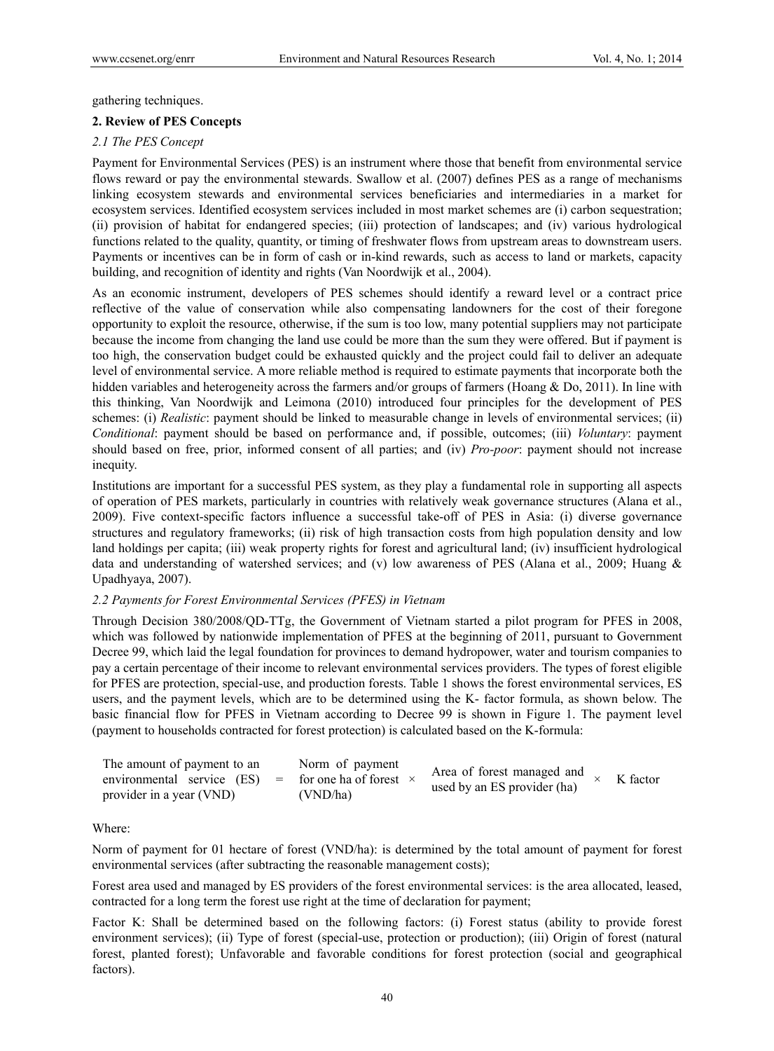gathering techniques.

## 2. Review of PES Concepts

### *2.1 The PES Concept*

Payment for Environmental Services (PES) is an instrument where those that benefit from environmental service flows reward or pay the environmental stewards. Swallow et al. (2007) defines PES as a range of mechanisms linking ecosystem stewards and environmental services beneficiaries and intermediaries in a market for ecosystem services. Identified ecosystem services included in most market schemes are (i) carbon sequestration; (ii) provision of habitat for endangered species; (iii) protection of landscapes; and (iv) various hydrological functions related to the quality, quantity, or timing of freshwater flows from upstream areas to downstream users. Payments or incentives can be in form of cash or in-kind rewards, such as access to land or markets, capacity building, and recognition of identity and rights (Van Noordwijk et al., 2004).

As an economic instrument, developers of PES schemes should identify a reward level or a contract price reflective of the value of conservation while also compensating landowners for the cost of their foregone opportunity to exploit the resource, otherwise, if the sum is too low, many potential suppliers may not participate because the income from changing the land use could be more than the sum they were offered. But if payment is too high, the conservation budget could be exhausted quickly and the project could fail to deliver an adequate level of environmental service. A more reliable method is required to estimate payments that incorporate both the hidden variables and heterogeneity across the farmers and/or groups of farmers (Hoang & Do, 2011). In line with this thinking, Van Noordwijk and Leimona (2010) introduced four principles for the development of PES schemes: (i) *Realistic*: payment should be linked to measurable change in levels of environmental services; (ii) *Conditional*: payment should be based on performance and, if possible, outcomes; (iii) *Voluntary*: payment should based on free, prior, informed consent of all parties; and (iv) *Pro-poor*: payment should not increase inequity.

Institutions are important for a successful PES system, as they play a fundamental role in supporting all aspects of operation of PES markets, particularly in countries with relatively weak governance structures (Alana et al., 2009). Five context-specific factors influence a successful take-off of PES in Asia: (i) diverse governance structures and regulatory frameworks; (ii) risk of high transaction costs from high population density and low land holdings per capita; (iii) weak property rights for forest and agricultural land; (iv) insufficient hydrological data and understanding of watershed services; and (v) low awareness of PES (Alana et al., 2009; Huang & Upadhyaya, 2007).

### *2.2 Payments for Forest Environmental Services (PFES) in Vietnam*

Through Decision 380/2008/QD-TTg, the Government of Vietnam started a pilot program for PFES in 2008, which was followed by nationwide implementation of PFES at the beginning of 2011, pursuant to Government Decree 99, which laid the legal foundation for provinces to demand hydropower, water and tourism companies to pay a certain percentage of their income to relevant environmental services providers. The types of forest eligible for PFES are protection, special-use, and production forests. Table 1 shows the forest environmental services, ES users, and the payment levels, which are to be determined using the K- factor formula, as shown below. The basic financial flow for PFES in Vietnam according to Decree 99 is shown in Figure 1. The payment level (payment to households contracted for forest protection) is calculated based on the K-formula:

$$\text{The amount of payment to an environmental service (ES) provider in a year (VND)} = \text{Norm of payment for one ha of forest (VND/ha)} \times \text{Area of forest managed and used by an ES provider (ha)} \times \text{K factor}$$

Where:

Norm of payment for 01 hectare of forest (VND/ha): is determined by the total amount of payment for forest environmental services (after subtracting the reasonable management costs);

Forest area used and managed by ES providers of the forest environmental services: is the area allocated, leased, contracted for a long term the forest use right at the time of declaration for payment;

Factor K: Shall be determined based on the following factors: (i) Forest status (ability to provide forest environment services); (ii) Type of forest (special-use, protection or production); (iii) Origin of forest (natural forest, planted forest); Unfavorable and favorable conditions for forest protection (social and geographical factors).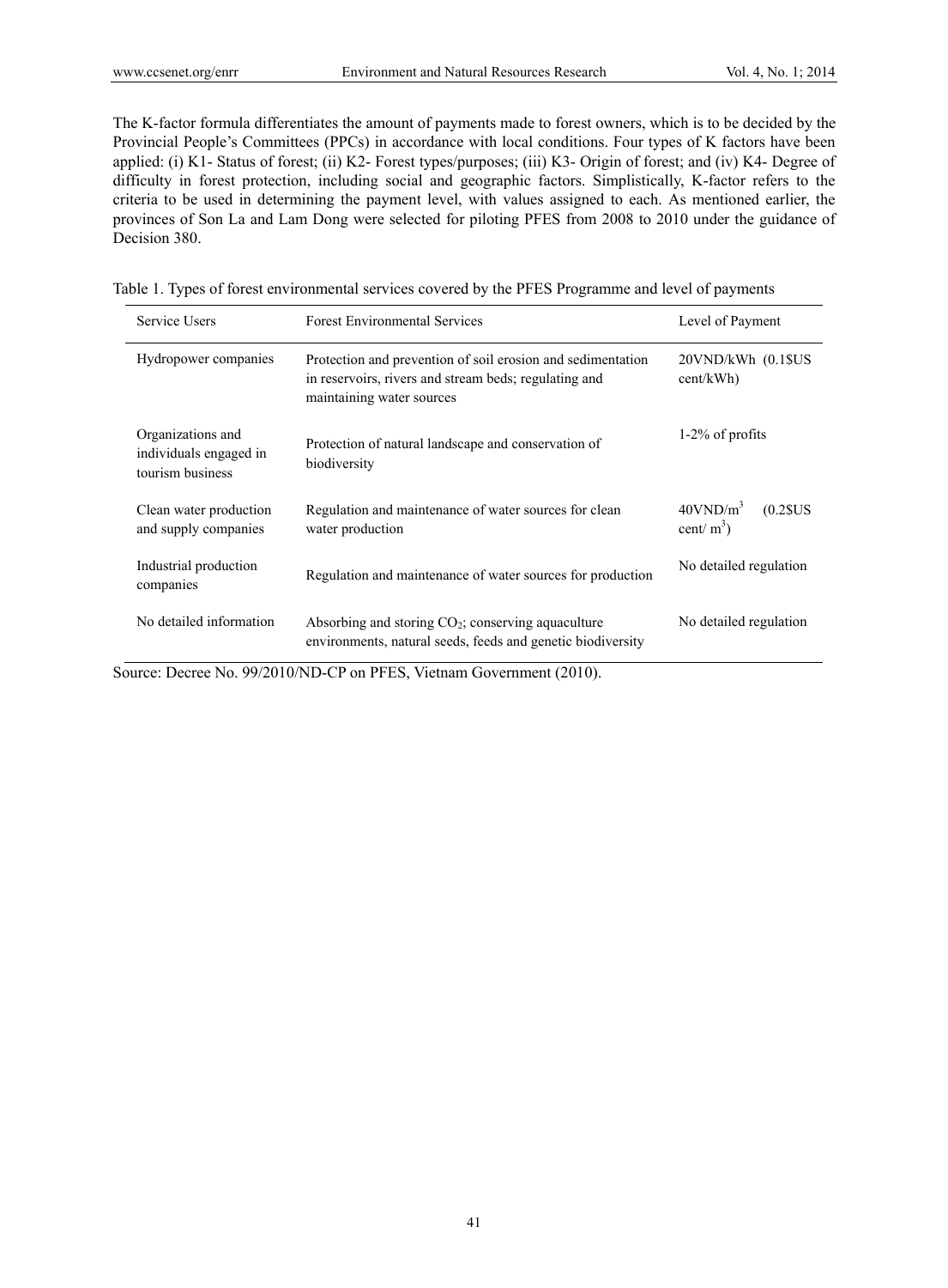The K-factor formula differentiates the amount of payments made to forest owners, which is to be decided by the Provincial People's Committees (PPCs) in accordance with local conditions. Four types of K factors have been applied: (i) K1- Status of forest; (ii) K2- Forest types/purposes; (iii) K3- Origin of forest; and (iv) K4- Degree of difficulty in forest protection, including social and geographic factors. Simplistically, K-factor refers to the criteria to be used in determining the payment level, with values assigned to each. As mentioned earlier, the provinces of Son La and Lam Dong were selected for piloting PFES from 2008 to 2010 under the guidance of Decision 380.

Table 1. Types of forest environmental services covered by the PFES Programme and level of payments

| Service Users | Forest Environmental Services | Level of Payment |
|---|---|---|
| Hydropower companies | Protection and prevention of soil erosion and sedimentation in reservoirs, rivers and stream beds; regulating and maintaining water sources | 20VND/kWh (0.1$US cent/kWh) |
| Organizations and individuals engaged in tourism business | Protection of natural landscape and conservation of biodiversity | 1-2% of profits |
| Clean water production and supply companies | Regulation and maintenance of water sources for clean water production | 40VND/$m^3$ (0.2$US cent/ $m^3$) |
| Industrial production companies | Regulation and maintenance of water sources for production | No detailed regulation |
| No detailed information | Absorbing and storing $CO_2$; conserving aquaculture environments, natural seeds, feeds and genetic biodiversity | No detailed regulation |

Source: Decree No. 99/2010/ND-CP on PFES, Vietnam Government (2010).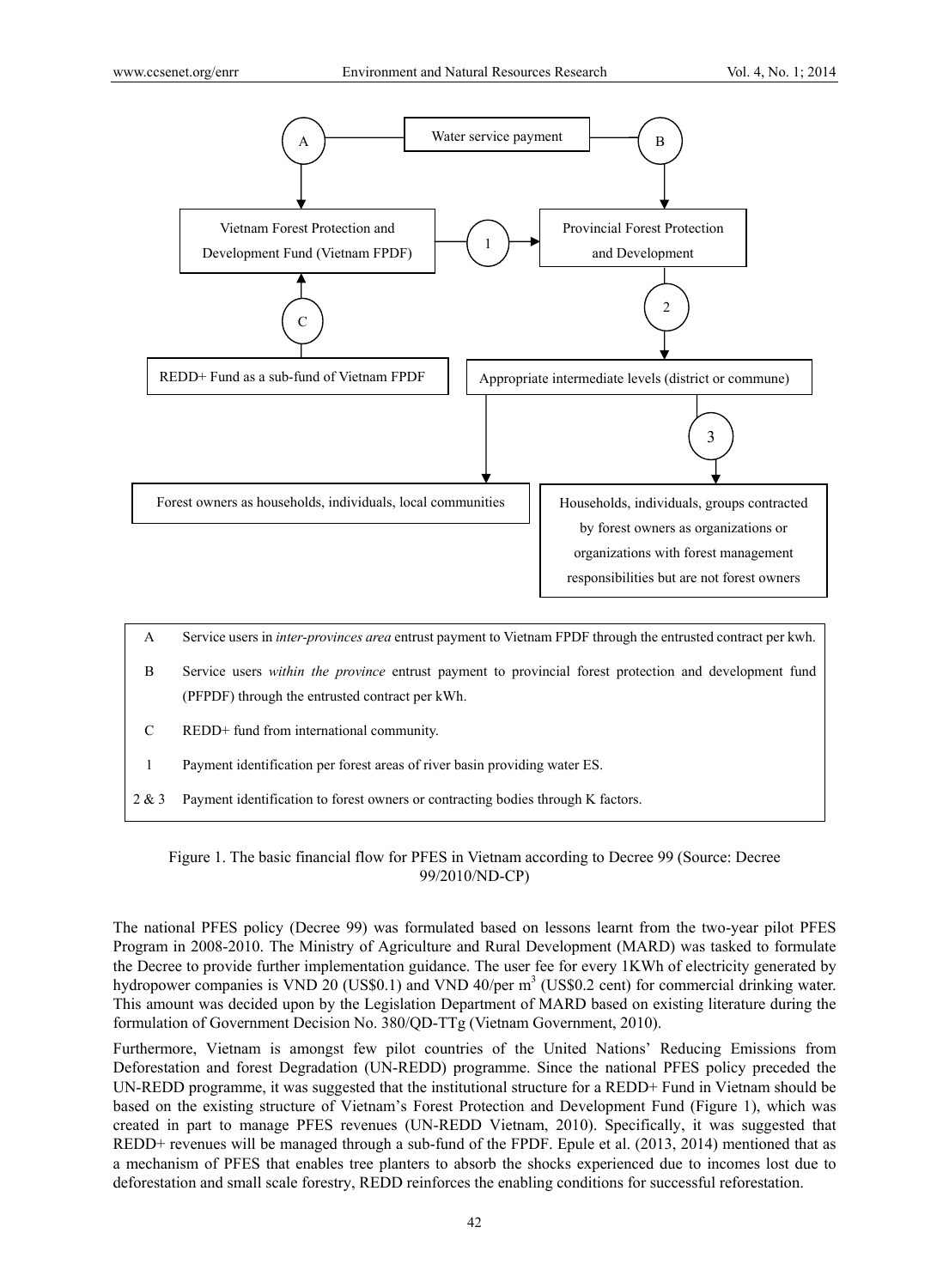A — Water service payment — B

Vietnam Forest Protection and Development Fund (Vietnam FPDF) —(1)→ Provincial Forest Protection and Development

REDD+ Fund as a sub-fund of Vietnam FPDF —(C)→ Vietnam FPDF

Provincial Forest Protection and Development —(2)→ Appropriate intermediate levels (district or commune)

Appropriate intermediate levels (district or commune) → Forest owners as households, individuals, local communities

Appropriate intermediate levels (district or commune) —(3)→ Households, individuals, groups contracted by forest owners as organizations or organizations with forest management responsibilities but are not forest owners

| | |
|---|---|
| A | Service users in *inter-provinces area* entrust payment to Vietnam FPDF through the entrusted contract per kwh. |
| B | Service users *within the province* entrust payment to provincial forest protection and development fund (PFPDF) through the entrusted contract per kWh. |
| C | REDD+ fund from international community. |
| 1 | Payment identification per forest areas of river basin providing water ES. |
| 2 & 3 | Payment identification to forest owners or contracting bodies through K factors. |

Figure 1. The basic financial flow for PFES in Vietnam according to Decree 99 (Source: Decree 99/2010/ND-CP)

The national PFES policy (Decree 99) was formulated based on lessons learnt from the two-year pilot PFES Program in 2008-2010. The Ministry of Agriculture and Rural Development (MARD) was tasked to formulate the Decree to provide further implementation guidance. The user fee for every 1KWh of electricity generated by hydropower companies is VND 20 (US$0.1) and VND 40/per $m^3$ (US$0.2 cent) for commercial drinking water. This amount was decided upon by the Legislation Department of MARD based on existing literature during the formulation of Government Decision No. 380/QD-TTg (Vietnam Government, 2010).

Furthermore, Vietnam is amongst few pilot countries of the United Nations' Reducing Emissions from Deforestation and forest Degradation (UN-REDD) programme. Since the national PFES policy preceded the UN-REDD programme, it was suggested that the institutional structure for a REDD+ Fund in Vietnam should be based on the existing structure of Vietnam's Forest Protection and Development Fund (Figure 1), which was created in part to manage PFES revenues (UN-REDD Vietnam, 2010). Specifically, it was suggested that REDD+ revenues will be managed through a sub-fund of the FPDF. Epule et al. (2013, 2014) mentioned that as a mechanism of PFES that enables tree planters to absorb the shocks experienced due to incomes lost due to deforestation and small scale forestry, REDD reinforces the enabling conditions for successful reforestation.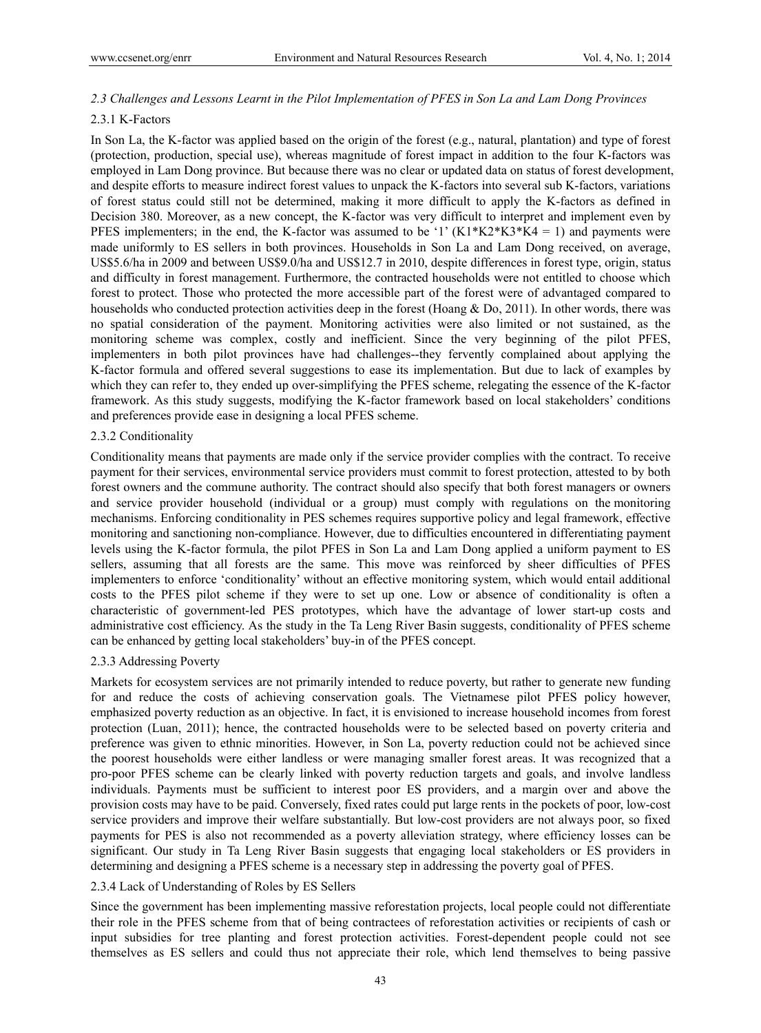### *2.3 Challenges and Lessons Learnt in the Pilot Implementation of PFES in Son La and Lam Dong Provinces*

#### 2.3.1 K-Factors

In Son La, the K-factor was applied based on the origin of the forest (e.g., natural, plantation) and type of forest (protection, production, special use), whereas magnitude of forest impact in addition to the four K-factors was employed in Lam Dong province. But because there was no clear or updated data on status of forest development, and despite efforts to measure indirect forest values to unpack the K-factors into several sub K-factors, variations of forest status could still not be determined, making it more difficult to apply the K-factors as defined in Decision 380. Moreover, as a new concept, the K-factor was very difficult to interpret and implement even by PFES implementers; in the end, the K-factor was assumed to be '1' ($K1*K2*K3*K4 = 1$) and payments were made uniformly to ES sellers in both provinces. Households in Son La and Lam Dong received, on average, US\$5.6/ha in 2009 and between US\$9.0/ha and US\$12.7 in 2010, despite differences in forest type, origin, status and difficulty in forest management. Furthermore, the contracted households were not entitled to choose which forest to protect. Those who protected the more accessible part of the forest were of advantaged compared to households who conducted protection activities deep in the forest (Hoang & Do, 2011). In other words, there was no spatial consideration of the payment. Monitoring activities were also limited or not sustained, as the monitoring scheme was complex, costly and inefficient. Since the very beginning of the pilot PFES, implementers in both pilot provinces have had challenges--they fervently complained about applying the K-factor formula and offered several suggestions to ease its implementation. But due to lack of examples by which they can refer to, they ended up over-simplifying the PFES scheme, relegating the essence of the K-factor framework. As this study suggests, modifying the K-factor framework based on local stakeholders' conditions and preferences provide ease in designing a local PFES scheme.

#### 2.3.2 Conditionality

Conditionality means that payments are made only if the service provider complies with the contract. To receive payment for their services, environmental service providers must commit to forest protection, attested to by both forest owners and the commune authority. The contract should also specify that both forest managers or owners and service provider household (individual or a group) must comply with regulations on the monitoring mechanisms. Enforcing conditionality in PES schemes requires supportive policy and legal framework, effective monitoring and sanctioning non-compliance. However, due to difficulties encountered in differentiating payment levels using the K-factor formula, the pilot PFES in Son La and Lam Dong applied a uniform payment to ES sellers, assuming that all forests are the same. This move was reinforced by sheer difficulties of PFES implementers to enforce 'conditionality' without an effective monitoring system, which would entail additional costs to the PFES pilot scheme if they were to set up one. Low or absence of conditionality is often a characteristic of government-led PES prototypes, which have the advantage of lower start-up costs and administrative cost efficiency. As the study in the Ta Leng River Basin suggests, conditionality of PFES scheme can be enhanced by getting local stakeholders' buy-in of the PFES concept.

#### 2.3.3 Addressing Poverty

Markets for ecosystem services are not primarily intended to reduce poverty, but rather to generate new funding for and reduce the costs of achieving conservation goals. The Vietnamese pilot PFES policy however, emphasized poverty reduction as an objective. In fact, it is envisioned to increase household incomes from forest protection (Luan, 2011); hence, the contracted households were to be selected based on poverty criteria and preference was given to ethnic minorities. However, in Son La, poverty reduction could not be achieved since the poorest households were either landless or were managing smaller forest areas. It was recognized that a pro-poor PFES scheme can be clearly linked with poverty reduction targets and goals, and involve landless individuals. Payments must be sufficient to interest poor ES providers, and a margin over and above the provision costs may have to be paid. Conversely, fixed rates could put large rents in the pockets of poor, low-cost service providers and improve their welfare substantially. But low-cost providers are not always poor, so fixed payments for PES is also not recommended as a poverty alleviation strategy, where efficiency losses can be significant. Our study in Ta Leng River Basin suggests that engaging local stakeholders or ES providers in determining and designing a PFES scheme is a necessary step in addressing the poverty goal of PFES.

#### 2.3.4 Lack of Understanding of Roles by ES Sellers

Since the government has been implementing massive reforestation projects, local people could not differentiate their role in the PFES scheme from that of being contractees of reforestation activities or recipients of cash or input subsidies for tree planting and forest protection activities. Forest-dependent people could not see themselves as ES sellers and could thus not appreciate their role, which lend themselves to being passive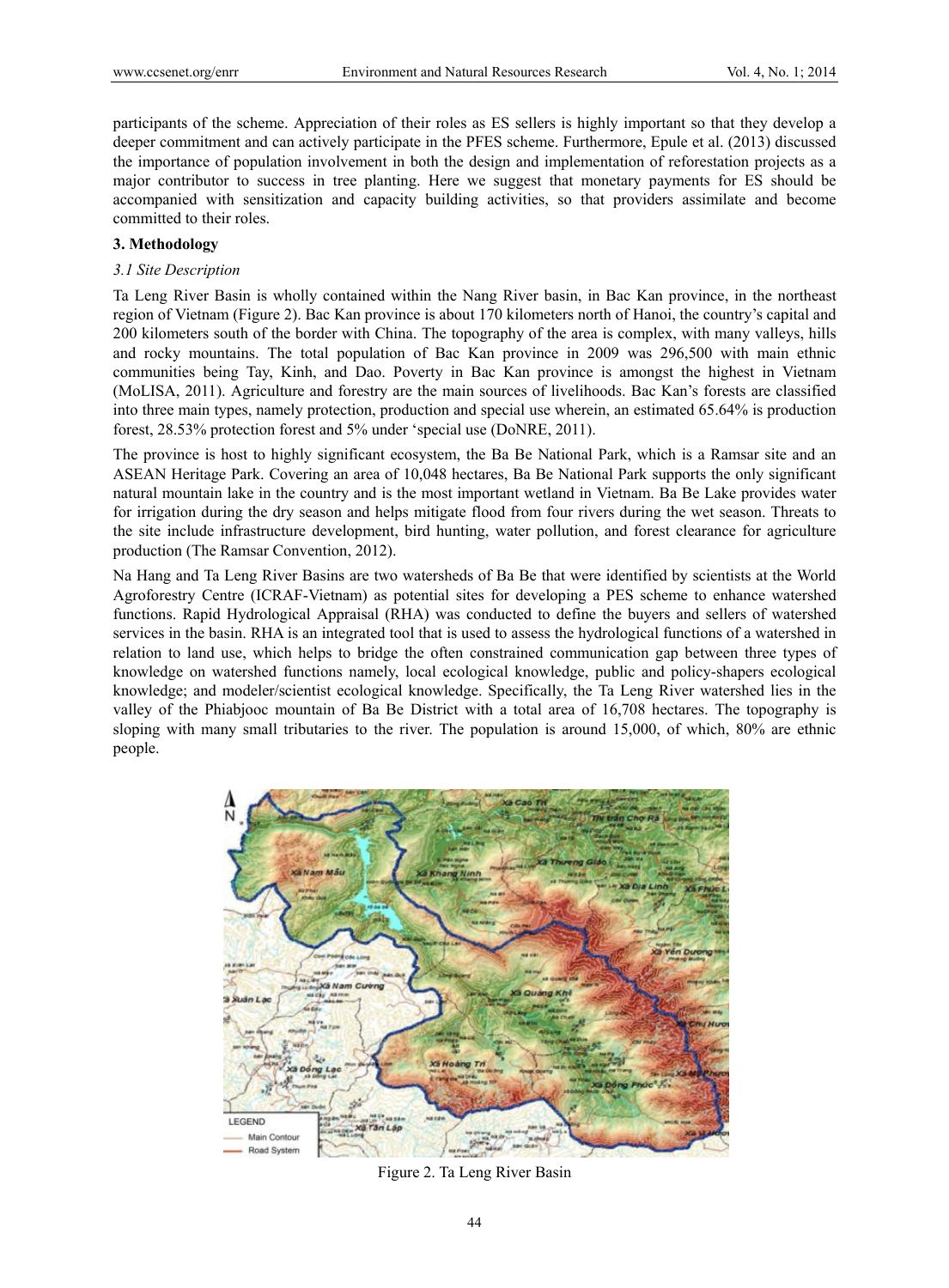participants of the scheme. Appreciation of their roles as ES sellers is highly important so that they develop a deeper commitment and can actively participate in the PFES scheme. Furthermore, Epule et al. (2013) discussed the importance of population involvement in both the design and implementation of reforestation projects as a major contributor to success in tree planting. Here we suggest that monetary payments for ES should be accompanied with sensitization and capacity building activities, so that providers assimilate and become committed to their roles.

## 3. Methodology

### *3.1 Site Description*

Ta Leng River Basin is wholly contained within the Nang River basin, in Bac Kan province, in the northeast region of Vietnam (Figure 2). Bac Kan province is about 170 kilometers north of Hanoi, the country's capital and 200 kilometers south of the border with China. The topography of the area is complex, with many valleys, hills and rocky mountains. The total population of Bac Kan province in 2009 was 296,500 with main ethnic communities being Tay, Kinh, and Dao. Poverty in Bac Kan province is amongst the highest in Vietnam (MoLISA, 2011). Agriculture and forestry are the main sources of livelihoods. Bac Kan's forests are classified into three main types, namely protection, production and special use wherein, an estimated 65.64% is production forest, 28.53% protection forest and 5% under 'special use (DoNRE, 2011).

The province is host to highly significant ecosystem, the Ba Be National Park, which is a Ramsar site and an ASEAN Heritage Park. Covering an area of 10,048 hectares, Ba Be National Park supports the only significant natural mountain lake in the country and is the most important wetland in Vietnam. Ba Be Lake provides water for irrigation during the dry season and helps mitigate flood from four rivers during the wet season. Threats to the site include infrastructure development, bird hunting, water pollution, and forest clearance for agriculture production (The Ramsar Convention, 2012).

Na Hang and Ta Leng River Basins are two watersheds of Ba Be that were identified by scientists at the World Agroforestry Centre (ICRAF-Vietnam) as potential sites for developing a PES scheme to enhance watershed functions. Rapid Hydrological Appraisal (RHA) was conducted to define the buyers and sellers of watershed services in the basin. RHA is an integrated tool that is used to assess the hydrological functions of a watershed in relation to land use, which helps to bridge the often constrained communication gap between three types of knowledge on watershed functions namely, local ecological knowledge, public and policy-shapers ecological knowledge; and modeler/scientist ecological knowledge. Specifically, the Ta Leng River watershed lies in the valley of the Phiabjooc mountain of Ba Be District with a total area of 16,708 hectares. The topography is sloping with many small tributaries to the river. The population is around 15,000, of which, 80% are ethnic people.

Figure 2. Ta Leng River Basin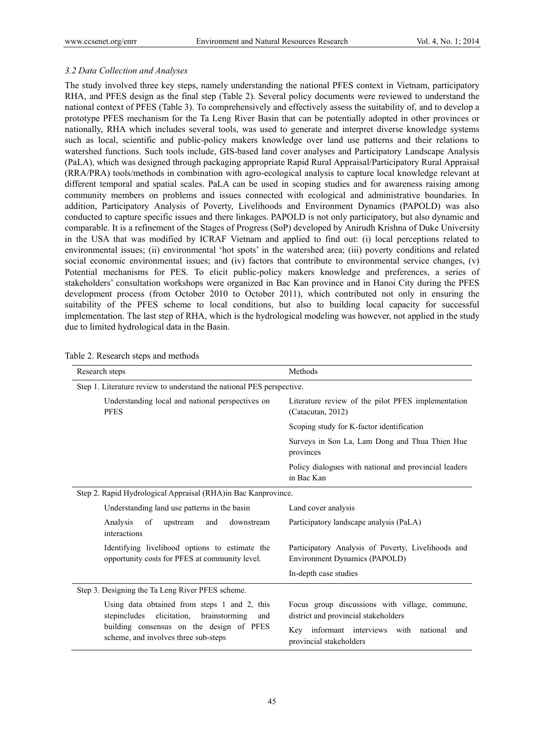### *3.2 Data Collection and Analyses*

The study involved three key steps, namely understanding the national PFES context in Vietnam, participatory RHA, and PFES design as the final step (Table 2). Several policy documents were reviewed to understand the national context of PFES (Table 3). To comprehensively and effectively assess the suitability of, and to develop a prototype PFES mechanism for the Ta Leng River Basin that can be potentially adopted in other provinces or nationally, RHA which includes several tools, was used to generate and interpret diverse knowledge systems such as local, scientific and public-policy makers knowledge over land use patterns and their relations to watershed functions. Such tools include, GIS-based land cover analyses and Participatory Landscape Analysis (PaLA), which was designed through packaging appropriate Rapid Rural Appraisal/Participatory Rural Appraisal (RRA/PRA) tools/methods in combination with agro-ecological analysis to capture local knowledge relevant at different temporal and spatial scales. PaLA can be used in scoping studies and for awareness raising among community members on problems and issues connected with ecological and administrative boundaries. In addition, Participatory Analysis of Poverty, Livelihoods and Environment Dynamics (PAPOLD) was also conducted to capture specific issues and there linkages. PAPOLD is not only participatory, but also dynamic and comparable. It is a refinement of the Stages of Progress (SoP) developed by Anirudh Krishna of Duke University in the USA that was modified by ICRAF Vietnam and applied to find out: (i) local perceptions related to environmental issues; (ii) environmental 'hot spots' in the watershed area; (iii) poverty conditions and related social economic environmental issues; and (iv) factors that contribute to environmental service changes, (v) Potential mechanisms for PES. To elicit public-policy makers knowledge and preferences, a series of stakeholders' consultation workshops were organized in Bac Kan province and in Hanoi City during the PFES development process (from October 2010 to October 2011), which contributed not only in ensuring the suitability of the PFES scheme to local conditions, but also to building local capacity for successful implementation. The last step of RHA, which is the hydrological modeling was however, not applied in the study due to limited hydrological data in the Basin.

Table 2. Research steps and methods

| Research steps | Methods |
|---|---|
| Step 1. Literature review to understand the national PES perspective. | |
| Understanding local and national perspectives on PFES | Literature review of the pilot PFES implementation (Catacutan, 2012) |
| | Scoping study for K-factor identification |
| | Surveys in Son La, Lam Dong and Thua Thien Hue provinces |
| | Policy dialogues with national and provincial leaders in Bac Kan |
| Step 2. Rapid Hydrological Appraisal (RHA)in Bac Kanprovince. | |
| Understanding land use patterns in the basin | Land cover analysis |
| Analysis of upstream and downstream interactions | Participatory landscape analysis (PaLA) |
| Identifying livelihood options to estimate the opportunity costs for PFES at community level. | Participatory Analysis of Poverty, Livelihoods and Environment Dynamics (PAPOLD) |
| | In-depth case studies |
| Step 3. Designing the Ta Leng River PFES scheme. | |
| Using data obtained from steps 1 and 2, this stepincludes elicitation, brainstorming and building consensus on the design of PFES scheme, and involves three sub-steps | Focus group discussions with village, commune, district and provincial stakeholders |
| | Key informant interviews with national and provincial stakeholders |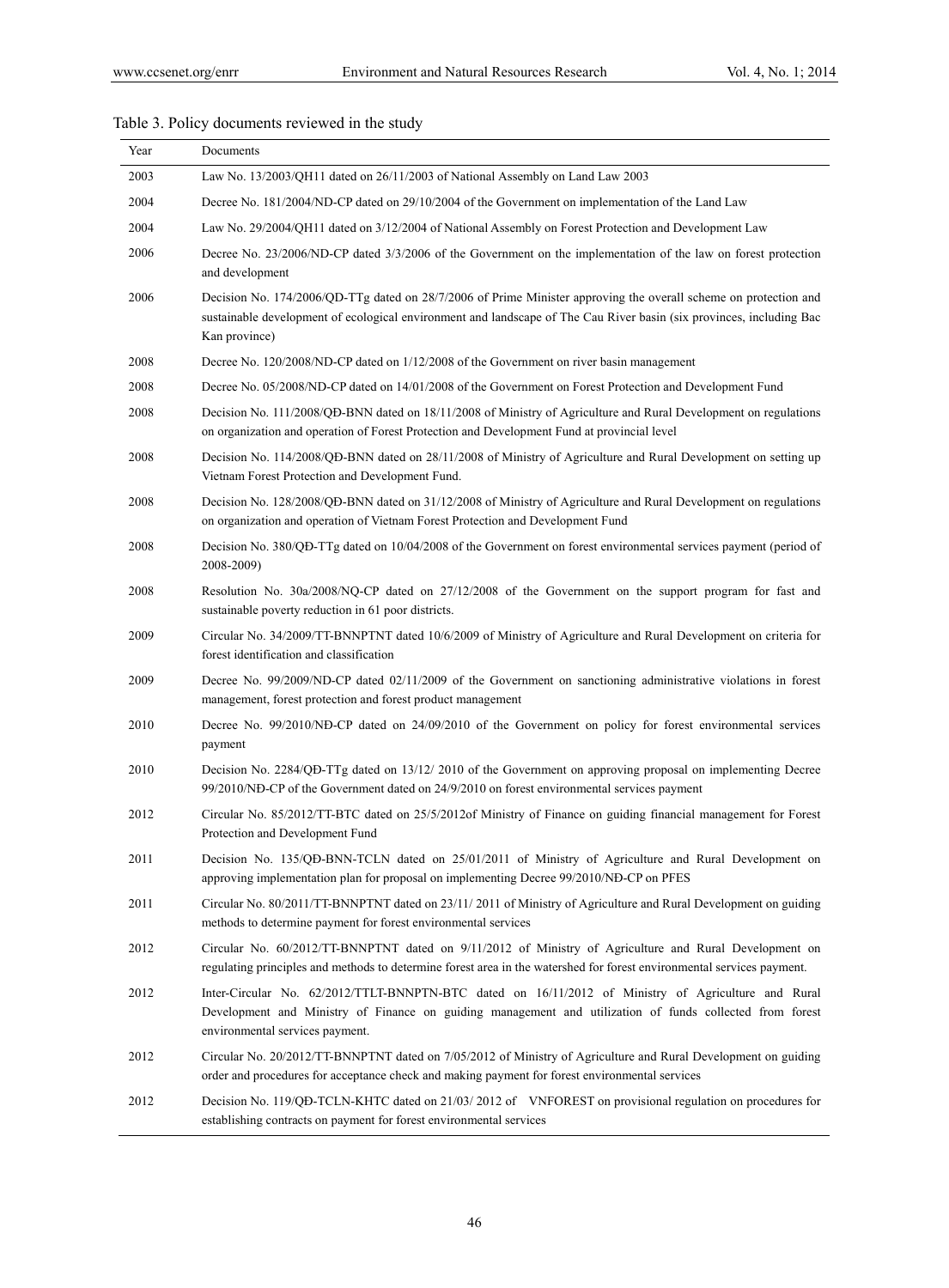Table 3. Policy documents reviewed in the study

| Year | Documents |
|---|---|
| 2003 | Law No. 13/2003/QH11 dated on 26/11/2003 of National Assembly on Land Law 2003 |
| 2004 | Decree No. 181/2004/ND-CP dated on 29/10/2004 of the Government on implementation of the Land Law |
| 2004 | Law No. 29/2004/QH11 dated on 3/12/2004 of National Assembly on Forest Protection and Development Law |
| 2006 | Decree No. 23/2006/ND-CP dated 3/3/2006 of the Government on the implementation of the law on forest protection and development |
| 2006 | Decision No. 174/2006/QD-TTg dated on 28/7/2006 of Prime Minister approving the overall scheme on protection and sustainable development of ecological environment and landscape of The Cau River basin (six provinces, including Bac Kan province) |
| 2008 | Decree No. 120/2008/ND-CP dated on 1/12/2008 of the Government on river basin management |
| 2008 | Decree No. 05/2008/ND-CP dated on 14/01/2008 of the Government on Forest Protection and Development Fund |
| 2008 | Decision No. 111/2008/QĐ-BNN dated on 18/11/2008 of Ministry of Agriculture and Rural Development on regulations on organization and operation of Forest Protection and Development Fund at provincial level |
| 2008 | Decision No. 114/2008/QĐ-BNN dated on 28/11/2008 of Ministry of Agriculture and Rural Development on setting up Vietnam Forest Protection and Development Fund. |
| 2008 | Decision No. 128/2008/QĐ-BNN dated on 31/12/2008 of Ministry of Agriculture and Rural Development on regulations on organization and operation of Vietnam Forest Protection and Development Fund |
| 2008 | Decision No. 380/QĐ-TTg dated on 10/04/2008 of the Government on forest environmental services payment (period of 2008-2009) |
| 2008 | Resolution No. 30a/2008/NQ-CP dated on 27/12/2008 of the Government on the support program for fast and sustainable poverty reduction in 61 poor districts. |
| 2009 | Circular No. 34/2009/TT-BNNPTNT dated 10/6/2009 of Ministry of Agriculture and Rural Development on criteria for forest identification and classification |
| 2009 | Decree No. 99/2009/ND-CP dated 02/11/2009 of the Government on sanctioning administrative violations in forest management, forest protection and forest product management |
| 2010 | Decree No. 99/2010/NĐ-CP dated on 24/09/2010 of the Government on policy for forest environmental services payment |
| 2010 | Decision No. 2284/QĐ-TTg dated on 13/12/ 2010 of the Government on approving proposal on implementing Decree 99/2010/NĐ-CP of the Government dated on 24/9/2010 on forest environmental services payment |
| 2012 | Circular No. 85/2012/TT-BTC dated on 25/5/2012of Ministry of Finance on guiding financial management for Forest Protection and Development Fund |
| 2011 | Decision No. 135/QĐ-BNN-TCLN dated on 25/01/2011 of Ministry of Agriculture and Rural Development on approving implementation plan for proposal on implementing Decree 99/2010/NĐ-CP on PFES |
| 2011 | Circular No. 80/2011/TT-BNNPTNT dated on 23/11/ 2011 of Ministry of Agriculture and Rural Development on guiding methods to determine payment for forest environmental services |
| 2012 | Circular No. 60/2012/TT-BNNPTNT dated on 9/11/2012 of Ministry of Agriculture and Rural Development on regulating principles and methods to determine forest area in the watershed for forest environmental services payment. |
| 2012 | Inter-Circular No. 62/2012/TTLT-BNNPTN-BTC dated on 16/11/2012 of Ministry of Agriculture and Rural Development and Ministry of Finance on guiding management and utilization of funds collected from forest environmental services payment. |
| 2012 | Circular No. 20/2012/TT-BNNPTNT dated on 7/05/2012 of Ministry of Agriculture and Rural Development on guiding order and procedures for acceptance check and making payment for forest environmental services |
| 2012 | Decision No. 119/QĐ-TCLN-KHTC dated on 21/03/ 2012 of VNFOREST on provisional regulation on procedures for establishing contracts on payment for forest environmental services |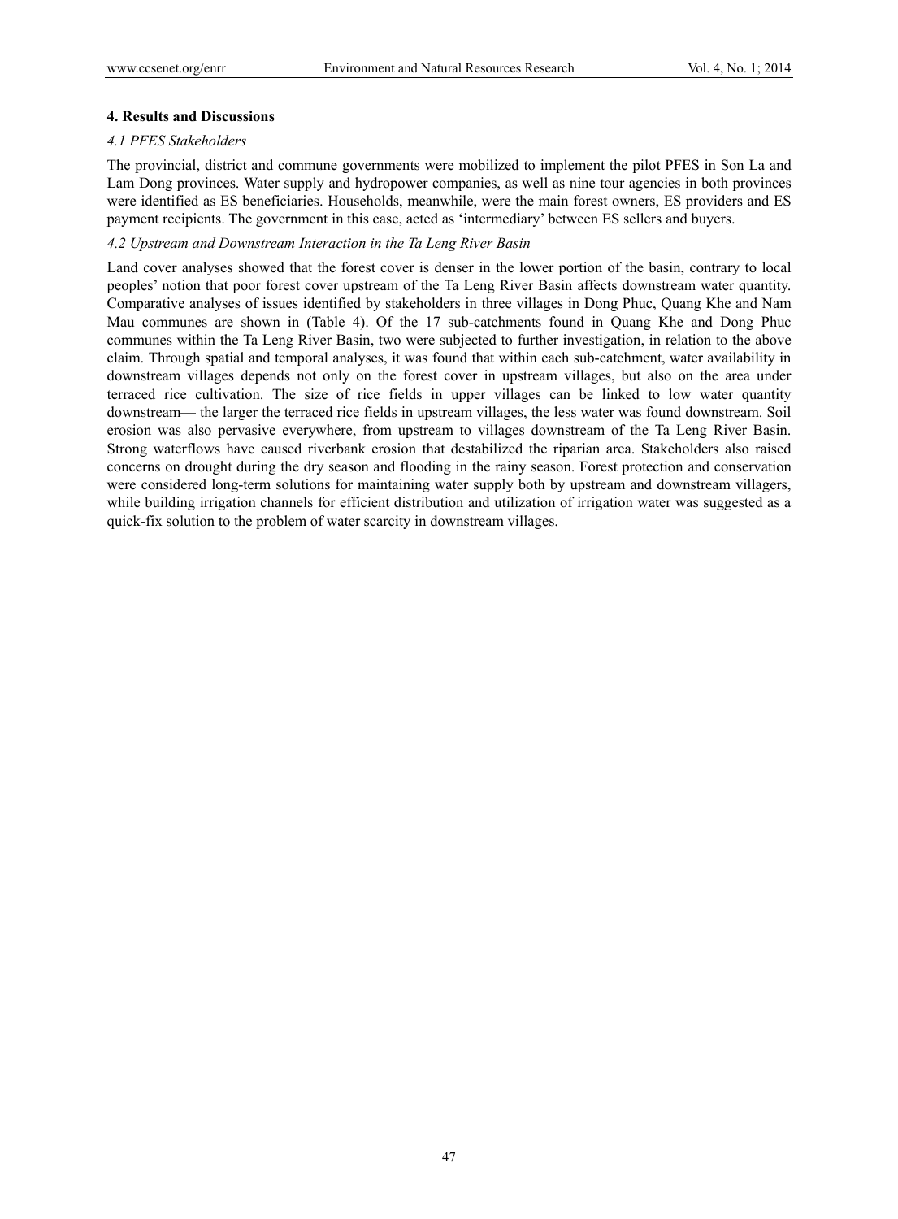## 4. Results and Discussions

### *4.1 PFES Stakeholders*

The provincial, district and commune governments were mobilized to implement the pilot PFES in Son La and Lam Dong provinces. Water supply and hydropower companies, as well as nine tour agencies in both provinces were identified as ES beneficiaries. Households, meanwhile, were the main forest owners, ES providers and ES payment recipients. The government in this case, acted as 'intermediary' between ES sellers and buyers.

### *4.2 Upstream and Downstream Interaction in the Ta Leng River Basin*

Land cover analyses showed that the forest cover is denser in the lower portion of the basin, contrary to local peoples' notion that poor forest cover upstream of the Ta Leng River Basin affects downstream water quantity. Comparative analyses of issues identified by stakeholders in three villages in Dong Phuc, Quang Khe and Nam Mau communes are shown in (Table 4). Of the 17 sub-catchments found in Quang Khe and Dong Phuc communes within the Ta Leng River Basin, two were subjected to further investigation, in relation to the above claim. Through spatial and temporal analyses, it was found that within each sub-catchment, water availability in downstream villages depends not only on the forest cover in upstream villages, but also on the area under terraced rice cultivation. The size of rice fields in upper villages can be linked to low water quantity downstream— the larger the terraced rice fields in upstream villages, the less water was found downstream. Soil erosion was also pervasive everywhere, from upstream to villages downstream of the Ta Leng River Basin. Strong waterflows have caused riverbank erosion that destabilized the riparian area. Stakeholders also raised concerns on drought during the dry season and flooding in the rainy season. Forest protection and conservation were considered long-term solutions for maintaining water supply both by upstream and downstream villagers, while building irrigation channels for efficient distribution and utilization of irrigation water was suggested as a quick-fix solution to the problem of water scarcity in downstream villages.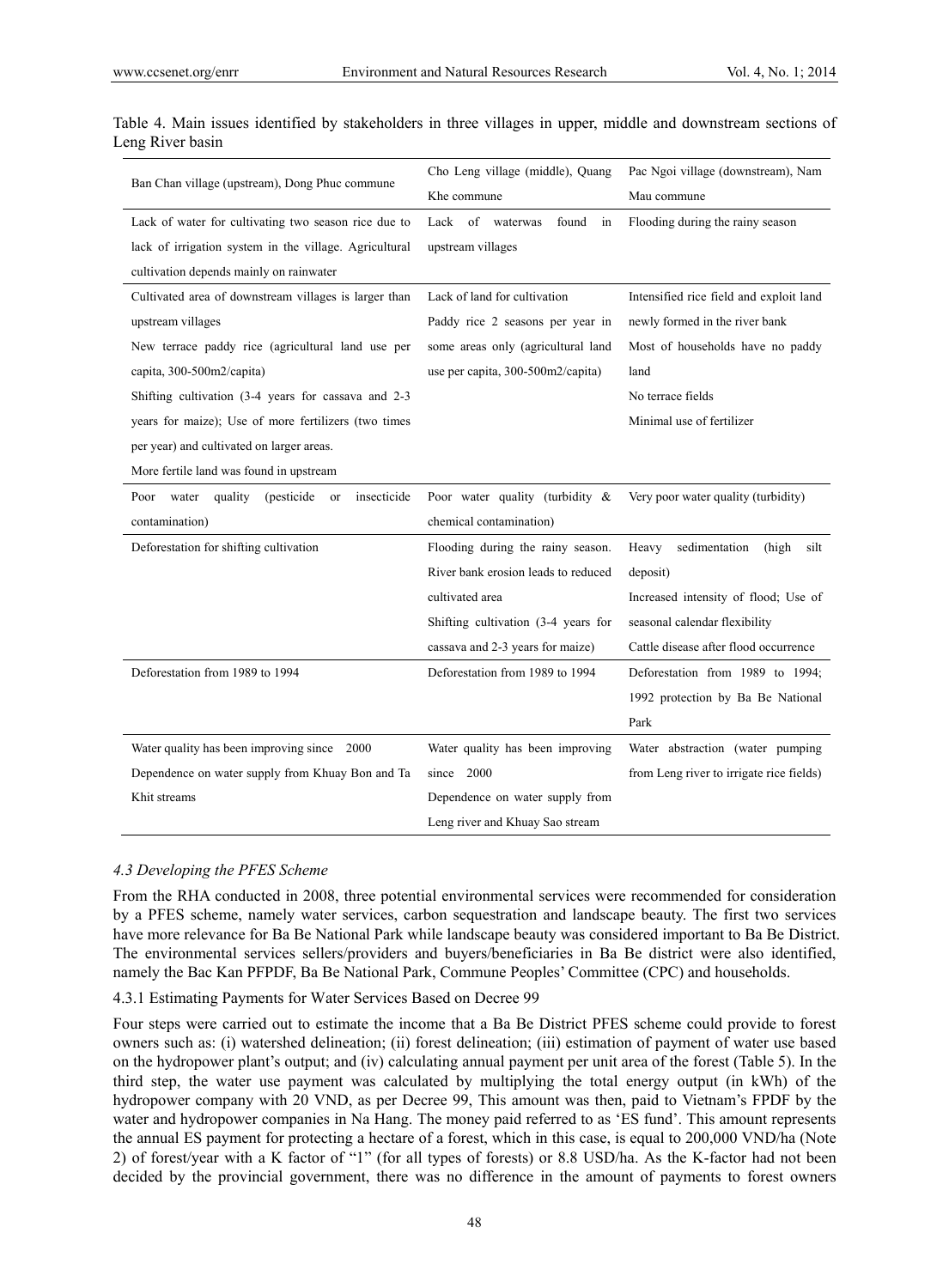Table 4. Main issues identified by stakeholders in three villages in upper, middle and downstream sections of Leng River basin

| Ban Chan village (upstream), Dong Phuc commune | Cho Leng village (middle), Quang Khe commune | Pac Ngoi village (downstream), Nam Mau commune |
|---|---|---|
| Lack of water for cultivating two season rice due to lack of irrigation system in the village. Agricultural cultivation depends mainly on rainwater | Lack of waterwas found in upstream villages | Flooding during the rainy season |
| Cultivated area of downstream villages is larger than upstream villages<br>New terrace paddy rice (agricultural land use per capita, 300-500m2/capita)<br>Shifting cultivation (3-4 years for cassava and 2-3 years for maize); Use of more fertilizers (two times per year) and cultivated on larger areas.<br>More fertile land was found in upstream | Lack of land for cultivation<br>Paddy rice 2 seasons per year in some areas only (agricultural land use per capita, 300-500m2/capita) | Intensified rice field and exploit land newly formed in the river bank<br>Most of households have no paddy land<br>No terrace fields<br>Minimal use of fertilizer |
| Poor water quality (pesticide or insecticide contamination) | Poor water quality (turbidity & chemical contamination) | Very poor water quality (turbidity) |
| Deforestation for shifting cultivation | Flooding during the rainy season. River bank erosion leads to reduced cultivated area<br>Shifting cultivation (3-4 years for cassava and 2-3 years for maize) | Heavy sedimentation (high silt deposit)<br>Increased intensity of flood; Use of seasonal calendar flexibility<br>Cattle disease after flood occurrence |
| Deforestation from 1989 to 1994 | Deforestation from 1989 to 1994 | Deforestation from 1989 to 1994; 1992 protection by Ba Be National Park |
| Water quality has been improving since 2000<br>Dependence on water supply from Khuay Bon and Ta Khit streams | Water quality has been improving since 2000<br>Dependence on water supply from Leng river and Khuay Sao stream | Water abstraction (water pumping from Leng river to irrigate rice fields) |

### 4.3 Developing the PFES Scheme

From the RHA conducted in 2008, three potential environmental services were recommended for consideration by a PFES scheme, namely water services, carbon sequestration and landscape beauty. The first two services have more relevance for Ba Be National Park while landscape beauty was considered important to Ba Be District. The environmental services sellers/providers and buyers/beneficiaries in Ba Be district were also identified, namely the Bac Kan PFPDF, Ba Be National Park, Commune Peoples' Committee (CPC) and households.

#### 4.3.1 Estimating Payments for Water Services Based on Decree 99

Four steps were carried out to estimate the income that a Ba Be District PFES scheme could provide to forest owners such as: (i) watershed delineation; (ii) forest delineation; (iii) estimation of payment of water use based on the hydropower plant's output; and (iv) calculating annual payment per unit area of the forest (Table 5). In the third step, the water use payment was calculated by multiplying the total energy output (in kWh) of the hydropower company with 20 VND, as per Decree 99, This amount was then, paid to Vietnam's FPDF by the water and hydropower companies in Na Hang. The money paid referred to as 'ES fund'. This amount represents the annual ES payment for protecting a hectare of a forest, which in this case, is equal to 200,000 VND/ha (Note 2) of forest/year with a K factor of "1" (for all types of forests) or 8.8 USD/ha. As the K-factor had not been decided by the provincial government, there was no difference in the amount of payments to forest owners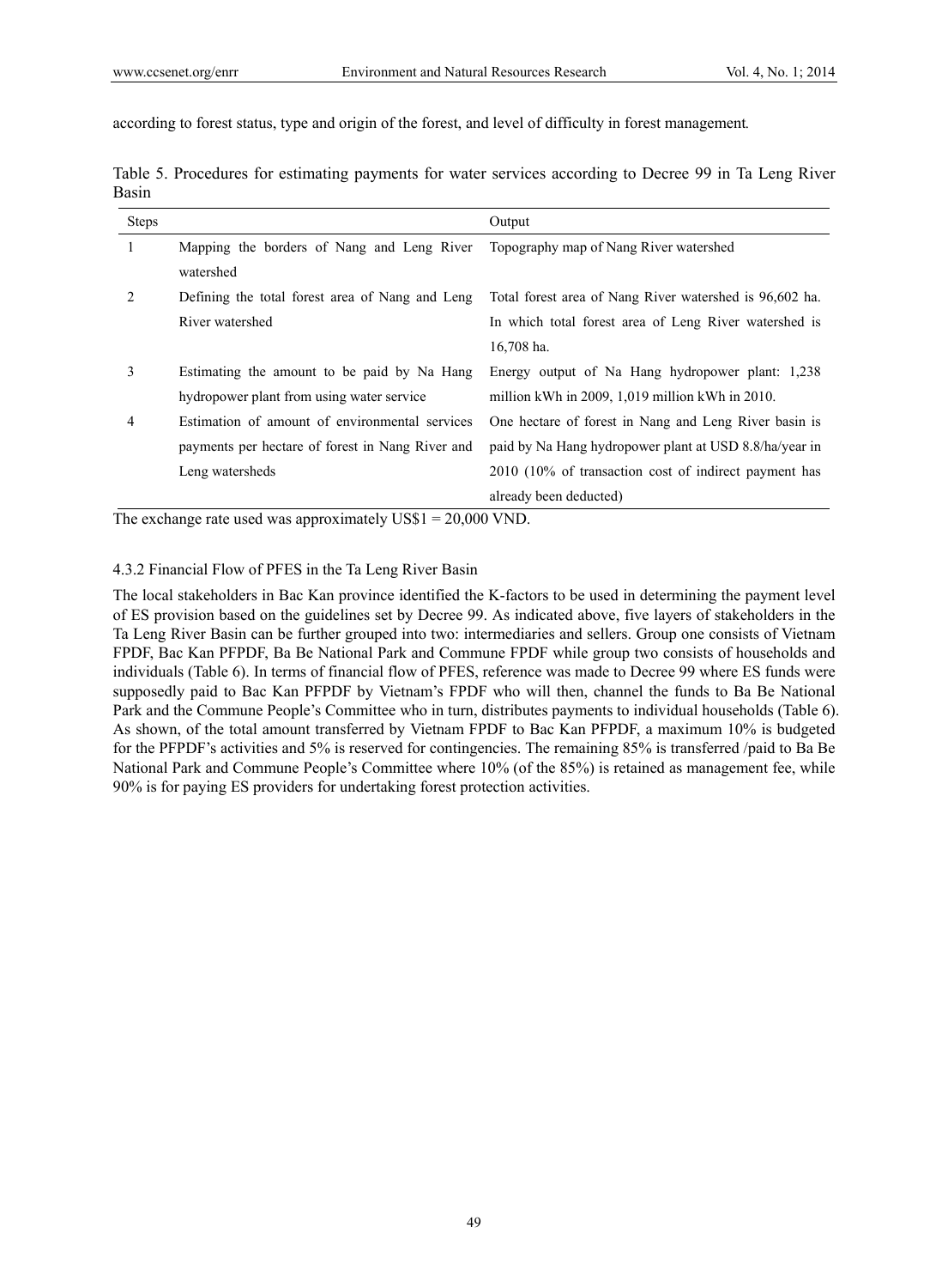according to forest status, type and origin of the forest, and level of difficulty in forest management.

Table 5. Procedures for estimating payments for water services according to Decree 99 in Ta Leng River Basin

| Steps | | Output |
|---|---|---|
| 1 | Mapping the borders of Nang and Leng River watershed | Topography map of Nang River watershed |
| 2 | Defining the total forest area of Nang and Leng River watershed | Total forest area of Nang River watershed is 96,602 ha. In which total forest area of Leng River watershed is 16,708 ha. |
| 3 | Estimating the amount to be paid by Na Hang hydropower plant from using water service | Energy output of Na Hang hydropower plant: 1,238 million kWh in 2009, 1,019 million kWh in 2010. |
| 4 | Estimation of amount of environmental services payments per hectare of forest in Nang River and Leng watersheds | One hectare of forest in Nang and Leng River basin is paid by Na Hang hydropower plant at USD 8.8/ha/year in 2010 (10% of transaction cost of indirect payment has already been deducted) |

The exchange rate used was approximately US$1 = 20,000 VND.

#### 4.3.2 Financial Flow of PFES in the Ta Leng River Basin

The local stakeholders in Bac Kan province identified the K-factors to be used in determining the payment level of ES provision based on the guidelines set by Decree 99. As indicated above, five layers of stakeholders in the Ta Leng River Basin can be further grouped into two: intermediaries and sellers. Group one consists of Vietnam FPDF, Bac Kan PFPDF, Ba Be National Park and Commune FPDF while group two consists of households and individuals (Table 6). In terms of financial flow of PFES, reference was made to Decree 99 where ES funds were supposedly paid to Bac Kan PFPDF by Vietnam's FPDF who will then, channel the funds to Ba Be National Park and the Commune People's Committee who in turn, distributes payments to individual households (Table 6). As shown, of the total amount transferred by Vietnam FPDF to Bac Kan PFPDF, a maximum 10% is budgeted for the PFPDF's activities and 5% is reserved for contingencies. The remaining 85% is transferred /paid to Ba Be National Park and Commune People's Committee where 10% (of the 85%) is retained as management fee, while 90% is for paying ES providers for undertaking forest protection activities.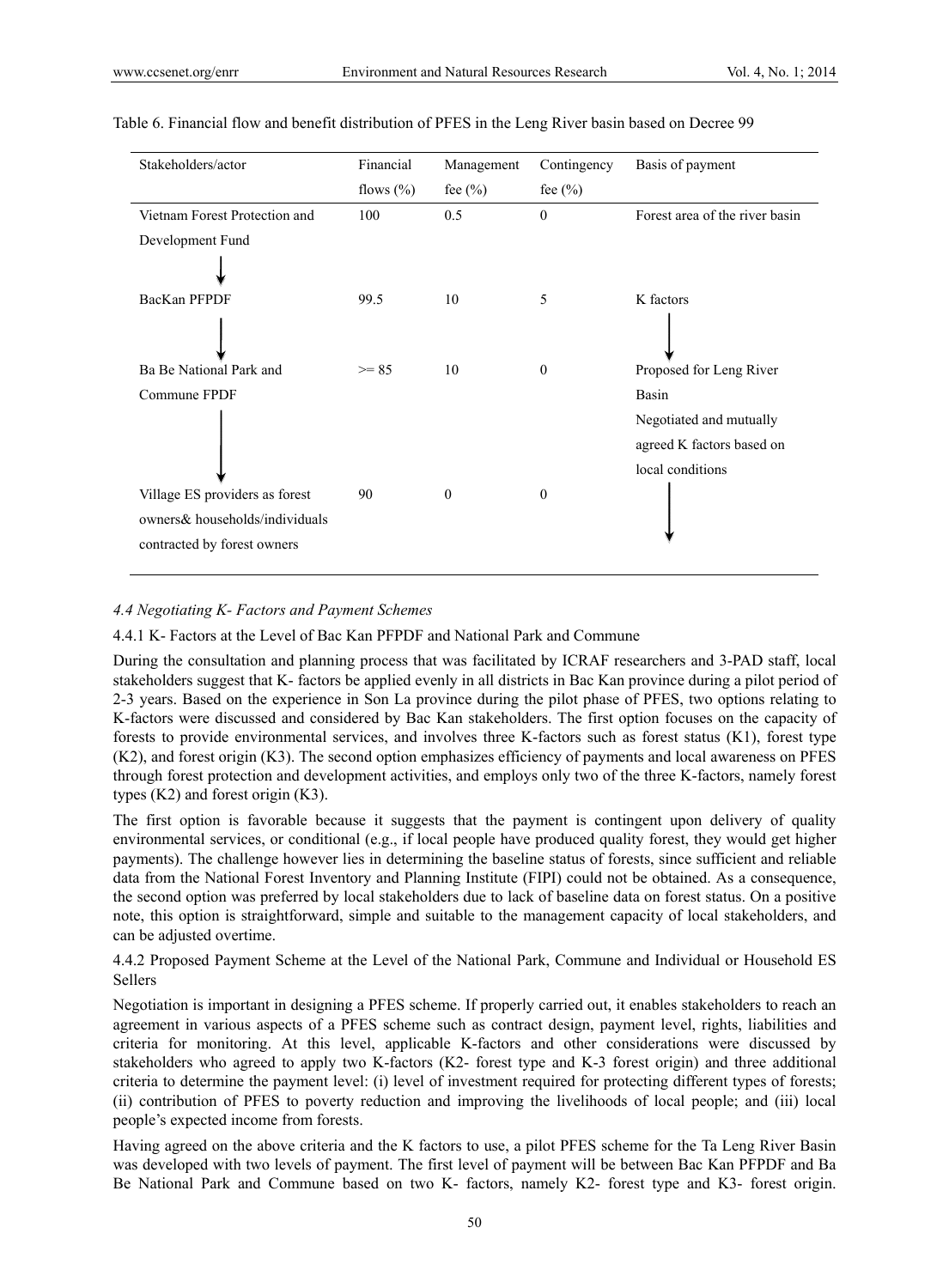Table 6. Financial flow and benefit distribution of PFES in the Leng River basin based on Decree 99

| Stakeholders/actor | Financial flows (%) | Management fee (%) | Contingency fee (%) | Basis of payment |
|---|---|---|---|---|
| Vietnam Forest Protection and Development Fund | 100 | 0.5 | 0 | Forest area of the river basin |
| ↓ | | | | |
| BacKan PFPDF | 99.5 | 10 | 5 | K factors |
| ↓ | | | | ↓ |
| Ba Be National Park and Commune FPDF | >= 85 | 10 | 0 | Proposed for Leng River Basin; Negotiated and mutually agreed K factors based on local conditions |
| ↓ | | | | ↓ |
| Village ES providers as forest owners& households/individuals contracted by forest owners | 90 | 0 | 0 | |

### *4.4 Negotiating K- Factors and Payment Schemes*

#### 4.4.1 K- Factors at the Level of Bac Kan PFPDF and National Park and Commune

During the consultation and planning process that was facilitated by ICRAF researchers and 3-PAD staff, local stakeholders suggest that K- factors be applied evenly in all districts in Bac Kan province during a pilot period of 2-3 years. Based on the experience in Son La province during the pilot phase of PFES, two options relating to K-factors were discussed and considered by Bac Kan stakeholders. The first option focuses on the capacity of forests to provide environmental services, and involves three K-factors such as forest status (K1), forest type (K2), and forest origin (K3). The second option emphasizes efficiency of payments and local awareness on PFES through forest protection and development activities, and employs only two of the three K-factors, namely forest types (K2) and forest origin (K3).

The first option is favorable because it suggests that the payment is contingent upon delivery of quality environmental services, or conditional (e.g., if local people have produced quality forest, they would get higher payments). The challenge however lies in determining the baseline status of forests, since sufficient and reliable data from the National Forest Inventory and Planning Institute (FIPI) could not be obtained. As a consequence, the second option was preferred by local stakeholders due to lack of baseline data on forest status. On a positive note, this option is straightforward, simple and suitable to the management capacity of local stakeholders, and can be adjusted overtime.

#### 4.4.2 Proposed Payment Scheme at the Level of the National Park, Commune and Individual or Household ES Sellers

Negotiation is important in designing a PFES scheme. If properly carried out, it enables stakeholders to reach an agreement in various aspects of a PFES scheme such as contract design, payment level, rights, liabilities and criteria for monitoring. At this level, applicable K-factors and other considerations were discussed by stakeholders who agreed to apply two K-factors (K2- forest type and K-3 forest origin) and three additional criteria to determine the payment level: (i) level of investment required for protecting different types of forests; (ii) contribution of PFES to poverty reduction and improving the livelihoods of local people; and (iii) local people's expected income from forests.

Having agreed on the above criteria and the K factors to use, a pilot PFES scheme for the Ta Leng River Basin was developed with two levels of payment. The first level of payment will be between Bac Kan PFPDF and Ba Be National Park and Commune based on two K- factors, namely K2- forest type and K3- forest origin.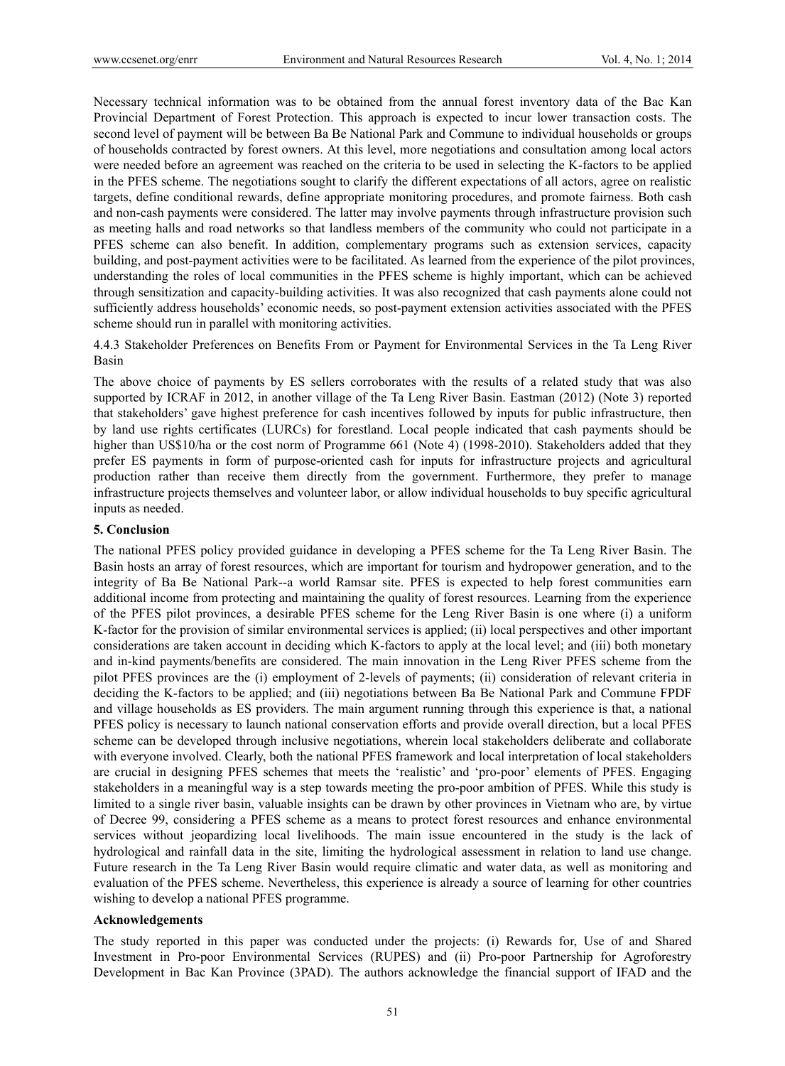Necessary technical information was to be obtained from the annual forest inventory data of the Bac Kan Provincial Department of Forest Protection. This approach is expected to incur lower transaction costs. The second level of payment will be between Ba Be National Park and Commune to individual households or groups of households contracted by forest owners. At this level, more negotiations and consultation among local actors were needed before an agreement was reached on the criteria to be used in selecting the K-factors to be applied in the PFES scheme. The negotiations sought to clarify the different expectations of all actors, agree on realistic targets, define conditional rewards, define appropriate monitoring procedures, and promote fairness. Both cash and non-cash payments were considered. The latter may involve payments through infrastructure provision such as meeting halls and road networks so that landless members of the community who could not participate in a PFES scheme can also benefit. In addition, complementary programs such as extension services, capacity building, and post-payment activities were to be facilitated. As learned from the experience of the pilot provinces, understanding the roles of local communities in the PFES scheme is highly important, which can be achieved through sensitization and capacity-building activities. It was also recognized that cash payments alone could not sufficiently address households' economic needs, so post-payment extension activities associated with the PFES scheme should run in parallel with monitoring activities.

#### 4.4.3 Stakeholder Preferences on Benefits From or Payment for Environmental Services in the Ta Leng River Basin

The above choice of payments by ES sellers corroborates with the results of a related study that was also supported by ICRAF in 2012, in another village of the Ta Leng River Basin. Eastman (2012) (Note 3) reported that stakeholders' gave highest preference for cash incentives followed by inputs for public infrastructure, then by land use rights certificates (LURCs) for forestland. Local people indicated that cash payments should be higher than US$10/ha or the cost norm of Programme 661 (Note 4) (1998-2010). Stakeholders added that they prefer ES payments in form of purpose-oriented cash for inputs for infrastructure projects and agricultural production rather than receive them directly from the government. Furthermore, they prefer to manage infrastructure projects themselves and volunteer labor, or allow individual households to buy specific agricultural inputs as needed.

## 5. Conclusion

The national PFES policy provided guidance in developing a PFES scheme for the Ta Leng River Basin. The Basin hosts an array of forest resources, which are important for tourism and hydropower generation, and to the integrity of Ba Be National Park--a world Ramsar site. PFES is expected to help forest communities earn additional income from protecting and maintaining the quality of forest resources. Learning from the experience of the PFES pilot provinces, a desirable PFES scheme for the Leng River Basin is one where (i) a uniform K-factor for the provision of similar environmental services is applied; (ii) local perspectives and other important considerations are taken account in deciding which K-factors to apply at the local level; and (iii) both monetary and in-kind payments/benefits are considered. The main innovation in the Leng River PFES scheme from the pilot PFES provinces are the (i) employment of 2-levels of payments; (ii) consideration of relevant criteria in deciding the K-factors to be applied; and (iii) negotiations between Ba Be National Park and Commune FPDF and village households as ES providers. The main argument running through this experience is that, a national PFES policy is necessary to launch national conservation efforts and provide overall direction, but a local PFES scheme can be developed through inclusive negotiations, wherein local stakeholders deliberate and collaborate with everyone involved. Clearly, both the national PFES framework and local interpretation of local stakeholders are crucial in designing PFES schemes that meets the 'realistic' and 'pro-poor' elements of PFES. Engaging stakeholders in a meaningful way is a step towards meeting the pro-poor ambition of PFES. While this study is limited to a single river basin, valuable insights can be drawn by other provinces in Vietnam who are, by virtue of Decree 99, considering a PFES scheme as a means to protect forest resources and enhance environmental services without jeopardizing local livelihoods. The main issue encountered in the study is the lack of hydrological and rainfall data in the site, limiting the hydrological assessment in relation to land use change. Future research in the Ta Leng River Basin would require climatic and water data, as well as monitoring and evaluation of the PFES scheme. Nevertheless, this experience is already a source of learning for other countries wishing to develop a national PFES programme.

## Acknowledgements

The study reported in this paper was conducted under the projects: (i) Rewards for, Use of and Shared Investment in Pro-poor Environmental Services (RUPES) and (ii) Pro-poor Partnership for Agroforestry Development in Bac Kan Province (3PAD). The authors acknowledge the financial support of IFAD and the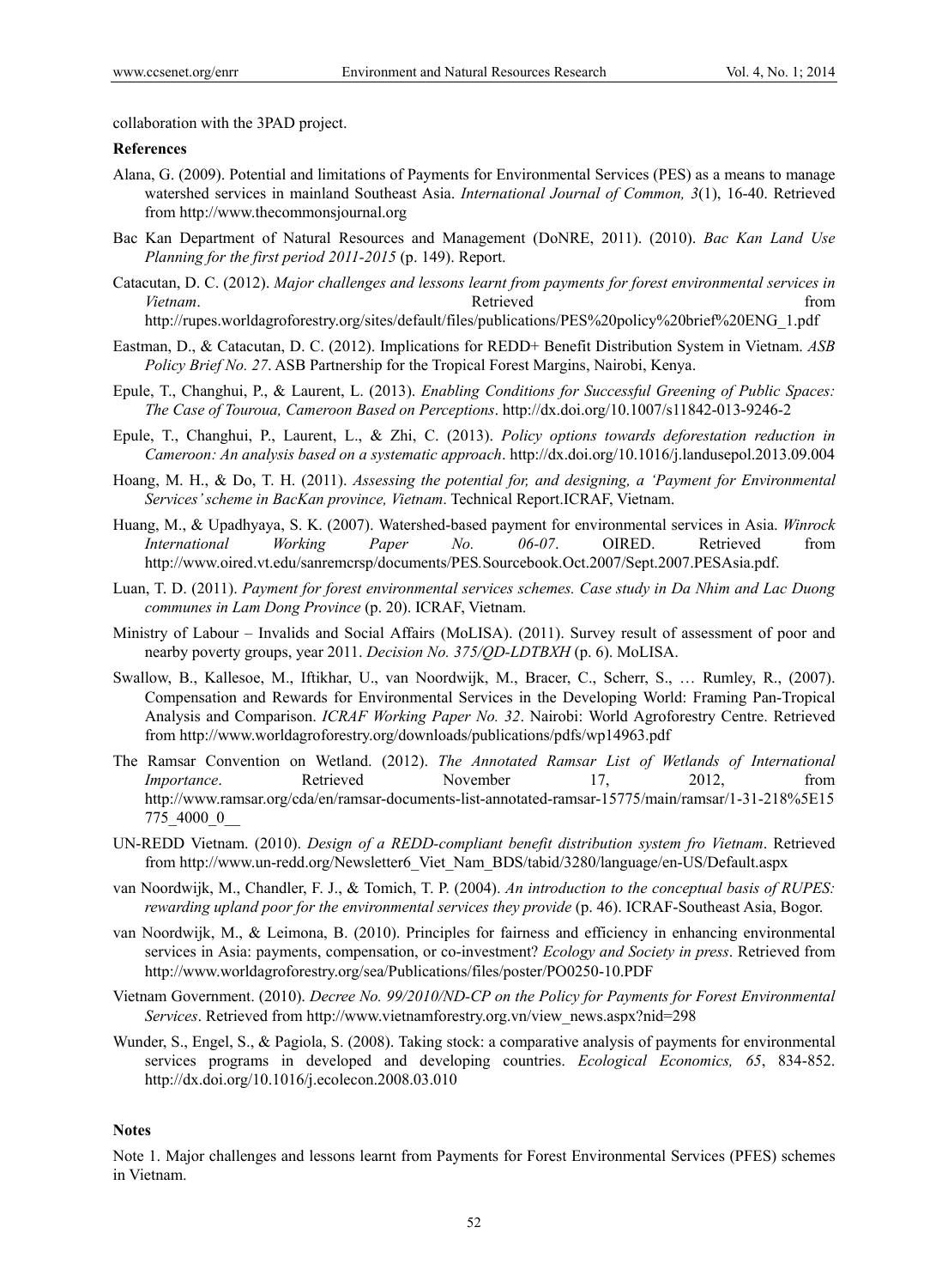collaboration with the 3PAD project.

## References

Alana, G. (2009). Potential and limitations of Payments for Environmental Services (PES) as a means to manage watershed services in mainland Southeast Asia. *International Journal of Common, 3*(1), 16-40. Retrieved from http://www.thecommonsjournal.org

Bac Kan Department of Natural Resources and Management (DoNRE, 2011). (2010). *Bac Kan Land Use Planning for the first period 2011-2015* (p. 149). Report.

Catacutan, D. C. (2012). *Major challenges and lessons learnt from payments for forest environmental services in Vietnam*. Retrieved from http://rupes.worldagroforestry.org/sites/default/files/publications/PES%20policy%20brief%20ENG_1.pdf

Eastman, D., & Catacutan, D. C. (2012). Implications for REDD+ Benefit Distribution System in Vietnam. *ASB Policy Brief No. 27*. ASB Partnership for the Tropical Forest Margins, Nairobi, Kenya.

Epule, T., Changhui, P., & Laurent, L. (2013). *Enabling Conditions for Successful Greening of Public Spaces: The Case of Touroua, Cameroon Based on Perceptions*. http://dx.doi.org/10.1007/s11842-013-9246-2

Epule, T., Changhui, P., Laurent, L., & Zhi, C. (2013). *Policy options towards deforestation reduction in Cameroon: An analysis based on a systematic approach*. http://dx.doi.org/10.1016/j.landusepol.2013.09.004

Hoang, M. H., & Do, T. H. (2011). *Assessing the potential for, and designing, a 'Payment for Environmental Services' scheme in BacKan province, Vietnam*. Technical Report.ICRAF, Vietnam.

Huang, M., & Upadhyaya, S. K. (2007). Watershed-based payment for environmental services in Asia. *Winrock International Working Paper No. 06-07*. OIRED. Retrieved from http://www.oired.vt.edu/sanremcrsp/documents/PES.Sourcebook.Oct.2007/Sept.2007.PESAsia.pdf.

Luan, T. D. (2011). *Payment for forest environmental services schemes. Case study in Da Nhim and Lac Duong communes in Lam Dong Province* (p. 20). ICRAF, Vietnam.

Ministry of Labour – Invalids and Social Affairs (MoLISA). (2011). Survey result of assessment of poor and nearby poverty groups, year 2011. *Decision No. 375/QD-LDTBXH* (p. 6). MoLISA.

Swallow, B., Kallesoe, M., Iftikhar, U., van Noordwijk, M., Bracer, C., Scherr, S., … Rumley, R., (2007). Compensation and Rewards for Environmental Services in the Developing World: Framing Pan-Tropical Analysis and Comparison. *ICRAF Working Paper No. 32*. Nairobi: World Agroforestry Centre. Retrieved from http://www.worldagroforestry.org/downloads/publications/pdfs/wp14963.pdf

The Ramsar Convention on Wetland. (2012). *The Annotated Ramsar List of Wetlands of International Importance*. Retrieved November 17, 2012, from http://www.ramsar.org/cda/en/ramsar-documents-list-annotated-ramsar-15775/main/ramsar/1-31-218%5E15775_4000_0__

UN-REDD Vietnam. (2010). *Design of a REDD-compliant benefit distribution system fro Vietnam*. Retrieved from http://www.un-redd.org/Newsletter6_Viet_Nam_BDS/tabid/3280/language/en-US/Default.aspx

van Noordwijk, M., Chandler, F. J., & Tomich, T. P. (2004). *An introduction to the conceptual basis of RUPES: rewarding upland poor for the environmental services they provide* (p. 46). ICRAF-Southeast Asia, Bogor.

van Noordwijk, M., & Leimona, B. (2010). Principles for fairness and efficiency in enhancing environmental services in Asia: payments, compensation, or co-investment? *Ecology and Society in press*. Retrieved from http://www.worldagroforestry.org/sea/Publications/files/poster/PO0250-10.PDF

Vietnam Government. (2010). *Decree No. 99/2010/ND-CP on the Policy for Payments for Forest Environmental Services*. Retrieved from http://www.vietnamforestry.org.vn/view_news.aspx?nid=298

Wunder, S., Engel, S., & Pagiola, S. (2008). Taking stock: a comparative analysis of payments for environmental services programs in developed and developing countries. *Ecological Economics, 65*, 834-852. http://dx.doi.org/10.1016/j.ecolecon.2008.03.010

## Notes

Note 1. Major challenges and lessons learnt from Payments for Forest Environmental Services (PFES) schemes in Vietnam.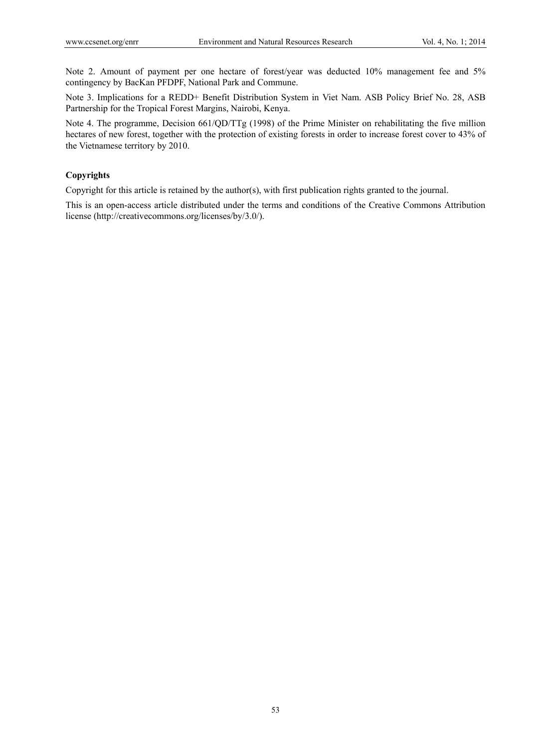Note 2. Amount of payment per one hectare of forest/year was deducted 10% management fee and 5% contingency by BacKan PFDPF, National Park and Commune.

Note 3. Implications for a REDD+ Benefit Distribution System in Viet Nam. ASB Policy Brief No. 28, ASB Partnership for the Tropical Forest Margins, Nairobi, Kenya.

Note 4. The programme, Decision 661/QD/TTg (1998) of the Prime Minister on rehabilitating the five million hectares of new forest, together with the protection of existing forests in order to increase forest cover to 43% of the Vietnamese territory by 2010.

## Copyrights

Copyright for this article is retained by the author(s), with first publication rights granted to the journal.

This is an open-access article distributed under the terms and conditions of the Creative Commons Attribution license (http://creativecommons.org/licenses/by/3.0/).